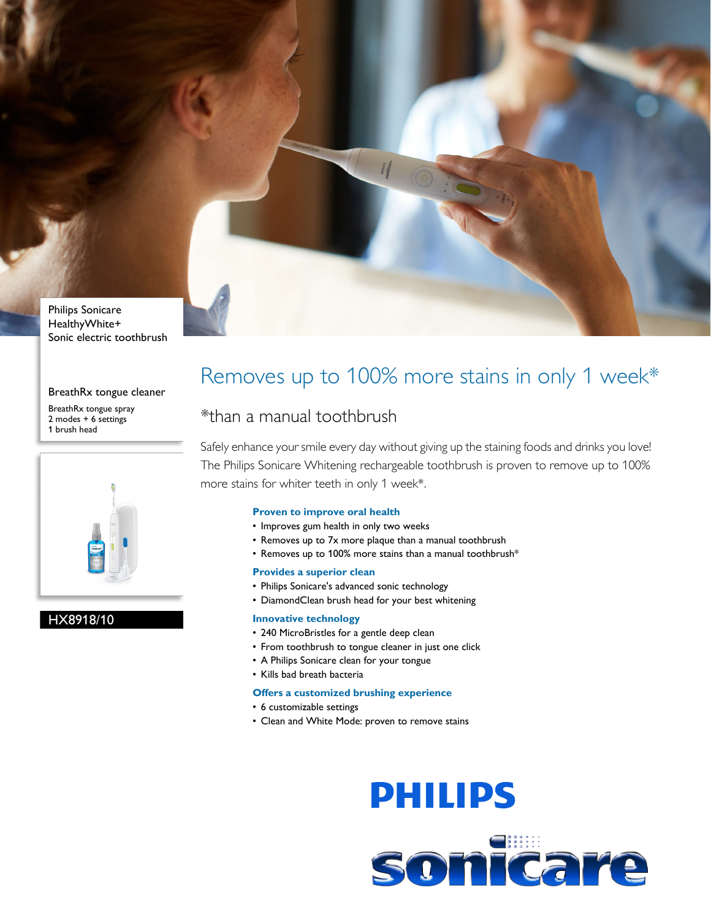Philips Sonicare
HealthyWhite+
Sonic electric toothbrush

BreathRx tongue cleaner

BreathRx tongue spray
2 modes + 6 settings
1 brush head

HX8918/10

# Removes up to 100% more stains in only 1 week*

## *than a manual toothbrush

Safely enhance your smile every day without giving up the staining foods and drinks you love! The Philips Sonicare Whitening rechargeable toothbrush is proven to remove up to 100% more stains for whiter teeth in only 1 week*.

**Proven to improve oral health**
- Improves gum health in only two weeks
- Removes up to 7x more plaque than a manual toothbrush
- Removes up to 100% more stains than a manual toothbrush*

**Provides a superior clean**
- Philips Sonicare's advanced sonic technology
- DiamondClean brush head for your best whitening

**Innovative technology**
- 240 MicroBristles for a gentle deep clean
- From toothbrush to tongue cleaner in just one click
- A Philips Sonicare clean for your tongue
- Kills bad breath bacteria

**Offers a customized brushing experience**
- 6 customizable settings
- Clean and White Mode: proven to remove stains

PHILIPS

sonicare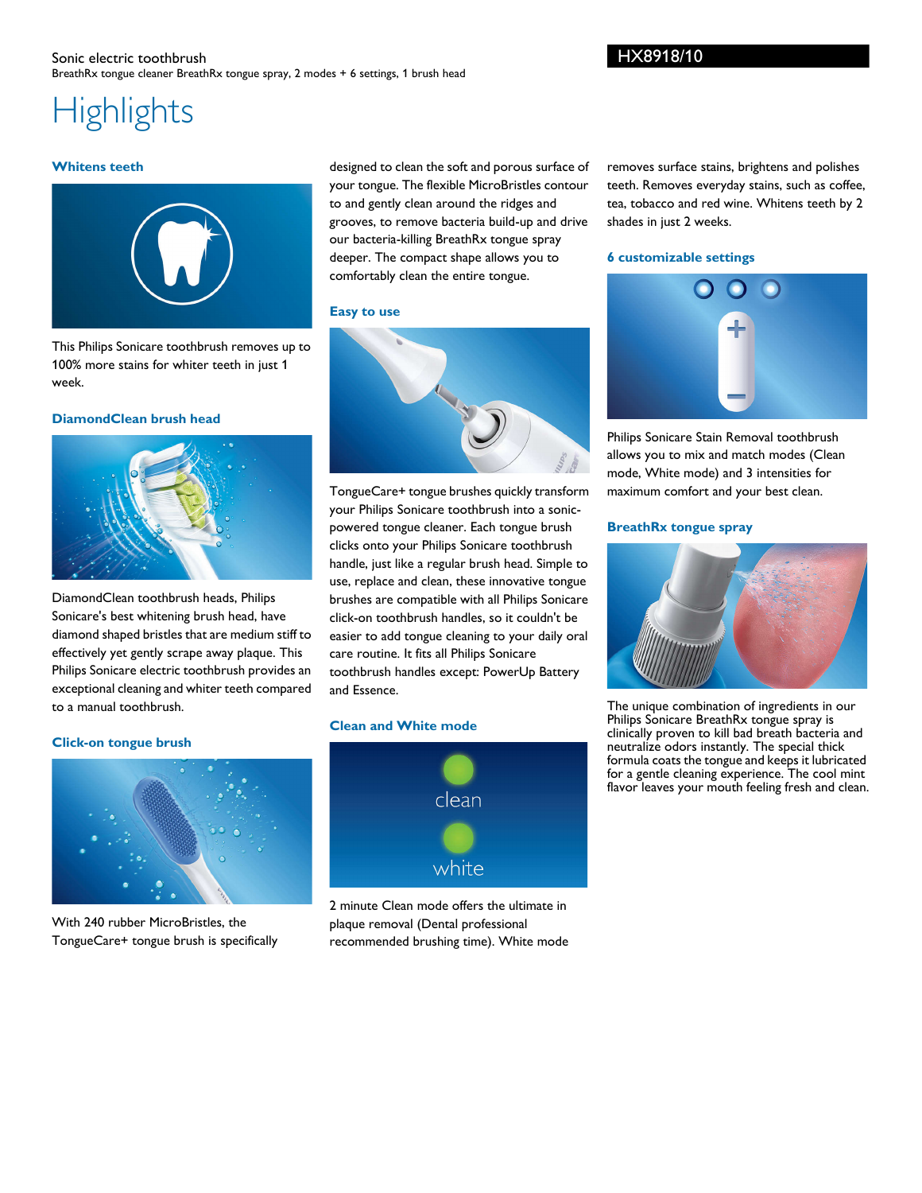Sonic electric toothbrush
BreathRx tongue cleaner BreathRx tongue spray, 2 modes + 6 settings, 1 brush head

HX8918/10

# Highlights

### Whitens teeth

This Philips Sonicare toothbrush removes up to 100% more stains for whiter teeth in just 1 week.

### DiamondClean brush head

DiamondClean toothbrush heads, Philips Sonicare's best whitening brush head, have diamond shaped bristles that are medium stiff to effectively yet gently scrape away plaque. This Philips Sonicare electric toothbrush provides an exceptional cleaning and whiter teeth compared to a manual toothbrush.

### Click-on tongue brush

With 240 rubber MicroBristles, the TongueCare+ tongue brush is specifically designed to clean the soft and porous surface of your tongue. The flexible MicroBristles contour to and gently clean around the ridges and grooves, to remove bacteria build-up and drive our bacteria-killing BreathRx tongue spray deeper. The compact shape allows you to comfortably clean the entire tongue.

### Easy to use

TongueCare+ tongue brushes quickly transform your Philips Sonicare toothbrush into a sonic-powered tongue cleaner. Each tongue brush clicks onto your Philips Sonicare toothbrush handle, just like a regular brush head. Simple to use, replace and clean, these innovative tongue brushes are compatible with all Philips Sonicare click-on toothbrush handles, so it couldn't be easier to add tongue cleaning to your daily oral care routine. It fits all Philips Sonicare toothbrush handles except: PowerUp Battery and Essence.

### Clean and White mode

2 minute Clean mode offers the ultimate in plaque removal (Dental professional recommended brushing time). White mode removes surface stains, brightens and polishes teeth. Removes everyday stains, such as coffee, tea, tobacco and red wine. Whitens teeth by 2 shades in just 2 weeks.

### 6 customizable settings

Philips Sonicare Stain Removal toothbrush allows you to mix and match modes (Clean mode, White mode) and 3 intensities for maximum comfort and your best clean.

### BreathRx tongue spray

The unique combination of ingredients in our Philips Sonicare BreathRx tongue spray is clinically proven to kill bad breath bacteria and neutralize odors instantly. The special thick formula coats the tongue and keeps it lubricated for a gentle cleaning experience. The cool mint flavor leaves your mouth feeling fresh and clean.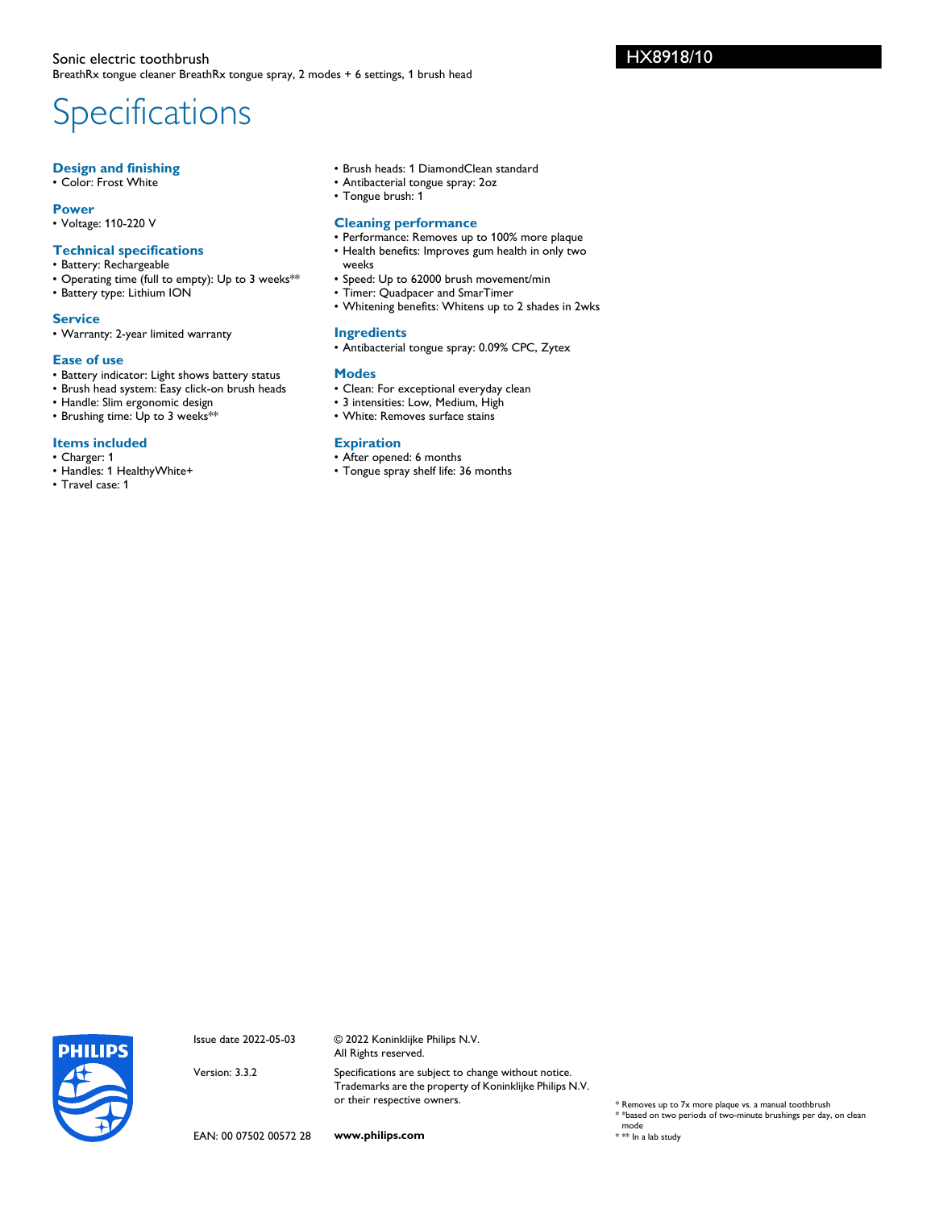Sonic electric toothbrush

BreathRx tongue cleaner BreathRx tongue spray, 2 modes + 6 settings, 1 brush head

HX8918/10

# Specifications

### Design and finishing
- Color: Frost White

### Power
- Voltage: 110-220 V

### Technical specifications
- Battery: Rechargeable
- Operating time (full to empty): Up to 3 weeks**
- Battery type: Lithium ION

### Service
- Warranty: 2-year limited warranty

### Ease of use
- Battery indicator: Light shows battery status
- Brush head system: Easy click-on brush heads
- Handle: Slim ergonomic design
- Brushing time: Up to 3 weeks**

### Items included
- Charger: 1
- Handles: 1 HealthyWhite+
- Travel case: 1
- Brush heads: 1 DiamondClean standard
- Antibacterial tongue spray: 2oz
- Tongue brush: 1

### Cleaning performance
- Performance: Removes up to 100% more plaque
- Health benefits: Improves gum health in only two weeks
- Speed: Up to 62000 brush movement/min
- Timer: Quadpacer and SmarTimer
- Whitening benefits: Whitens up to 2 shades in 2wks

### Ingredients
- Antibacterial tongue spray: 0.09% CPC, Zytex

### Modes
- Clean: For exceptional everyday clean
- 3 intensities: Low, Medium, High
- White: Removes surface stains

### Expiration
- After opened: 6 months
- Tongue spray shelf life: 36 months

Issue date 2022-05-03

Version: 3.3.2

EAN: 00 07502 00572 28

© 2022 Koninklijke Philips N.V.
All Rights reserved.

Specifications are subject to change without notice. Trademarks are the property of Koninklijke Philips N.V. or their respective owners.

**www.philips.com**

* Removes up to 7x more plaque vs. a manual toothbrush
* *based on two periods of two-minute brushings per day, on clean mode
* ** In a lab study